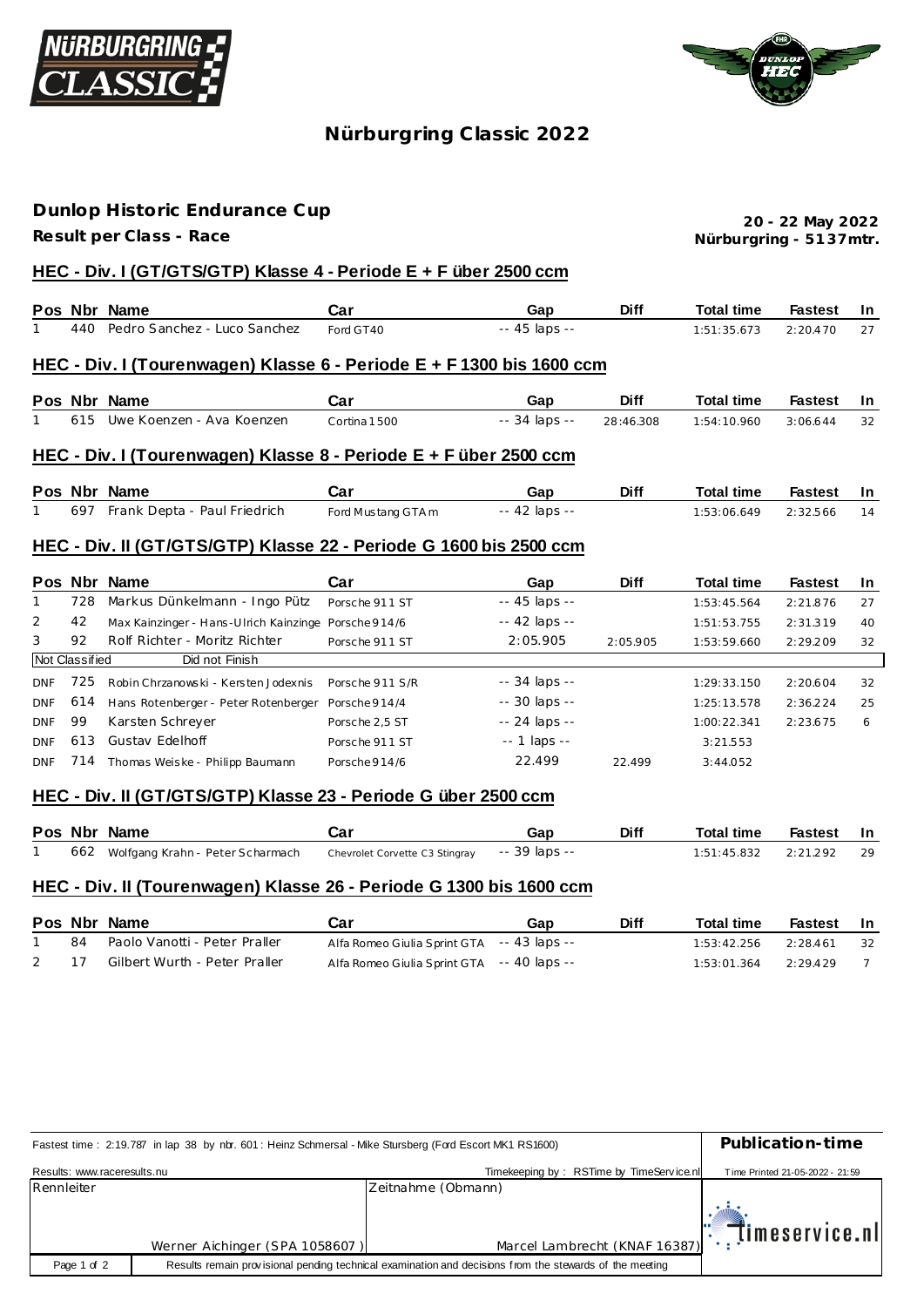# Nürburgring Classic 2022

## Dunlop Historic Endurance Cup

**Result per Class - Race**

**20 - 22 May 2022**
**Nürburgring - 5137mtr.**

### HEC - Div. I (GT/GTS/GTP) Klasse 4 - Periode E + F über 2500 ccm

| Pos | Nbr | Name | Car | Gap | Diff | Total time | Fastest | In |
|---|---|---|---|---|---|---|---|---|
| 1 | 440 | Pedro Sanchez - Luco Sanchez | Ford GT40 | -- 45 laps -- | | 1:51:35.673 | 2:20.470 | 27 |

### HEC - Div. I (Tourenwagen) Klasse 6 - Periode E + F 1300 bis 1600 ccm

| Pos | Nbr | Name | Car | Gap | Diff | Total time | Fastest | In |
|---|---|---|---|---|---|---|---|---|
| 1 | 615 | Uwe Koenzen - Ava Koenzen | Cortina 1500 | -- 34 laps -- | 28:46.308 | 1:54:10.960 | 3:06.644 | 32 |

### HEC - Div. I (Tourenwagen) Klasse 8 - Periode E + F über 2500 ccm

| Pos | Nbr | Name | Car | Gap | Diff | Total time | Fastest | In |
|---|---|---|---|---|---|---|---|---|
| 1 | 697 | Frank Depta - Paul Friedrich | Ford Mustang GTAm | -- 42 laps -- | | 1:53:06.649 | 2:32.566 | 14 |

### HEC - Div. II (GT/GTS/GTP) Klasse 22 - Periode G 1600 bis 2500 ccm

| Pos | Nbr | Name | Car | Gap | Diff | Total time | Fastest | In |
|---|---|---|---|---|---|---|---|---|
| 1 | 728 | Markus Dünkelmann - Ingo Pütz | Porsche 911 ST | -- 45 laps -- | | 1:53:45.564 | 2:21.876 | 27 |
| 2 | 42 | Max Kainzinger - Hans-Ulrich Kainzinge | Porsche 914/6 | -- 42 laps -- | | 1:51:53.755 | 2:31.319 | 40 |
| 3 | 92 | Rolf Richter - Moritz Richter | Porsche 911 ST | 2:05.905 | 2:05.905 | 1:53:59.660 | 2:29.209 | 32 |
| Not Classified | | Did not Finish | | | | | | |
| DNF | 725 | Robin Chrzanowski - Kersten Jodexnis | Porsche 911 S/R | -- 34 laps -- | | 1:29:33.150 | 2:20.604 | 32 |
| DNF | 614 | Hans Rotenberger - Peter Rotenberger | Porsche 914/4 | -- 30 laps -- | | 1:25:13.578 | 2:36.224 | 25 |
| DNF | 99 | Karsten Schreyer | Porsche 2,5 ST | -- 24 laps -- | | 1:00:22.341 | 2:23.675 | 6 |
| DNF | 613 | Gustav Edelhoff | Porsche 911 ST | -- 1 laps -- | | 3:21.553 | | |
| DNF | 714 | Thomas Weiske - Philipp Baumann | Porsche 914/6 | 22.499 | 22.499 | 3:44.052 | | |

### HEC - Div. II (GT/GTS/GTP) Klasse 23 - Periode G über 2500 ccm

| Pos | Nbr | Name | Car | Gap | Diff | Total time | Fastest | In |
|---|---|---|---|---|---|---|---|---|
| 1 | 662 | Wolfgang Krahn - Peter Scharmach | Chevrolet Corvette C3 Stingray | -- 39 laps -- | | 1:51:45.832 | 2:21.292 | 29 |

### HEC - Div. II (Tourenwagen) Klasse 26 - Periode G 1300 bis 1600 ccm

| Pos | Nbr | Name | Car | Gap | Diff | Total time | Fastest | In |
|---|---|---|---|---|---|---|---|---|
| 1 | 84 | Paolo Vanotti - Peter Praller | Alfa Romeo Giulia Sprint GTA | -- 43 laps -- | | 1:53:42.256 | 2:28.461 | 32 |
| 2 | 17 | Gilbert Wurth - Peter Praller | Alfa Romeo Giulia Sprint GTA | -- 40 laps -- | | 1:53:01.364 | 2:29.429 | 7 |

Fastest time : 2:19.787 in lap 38 by nbr. 601 : Heinz Schmersal - Mike Stursberg (Ford Escort MK1 RS1600)

**Publication-time**

Results: www.raceresults.nu

Timekeeping by : RSTime by TimeService.nl

Time Printed 21-05-2022 - 21:59

| Rennleiter | Zeitnahme (Obmann) |
|---|---|
| Werner Aichinger (SPA 1058607) | Marcel Lambrecht (KNAF 16387) |

Results remain provisional pending technical examination and decisions from the stewards of the meeting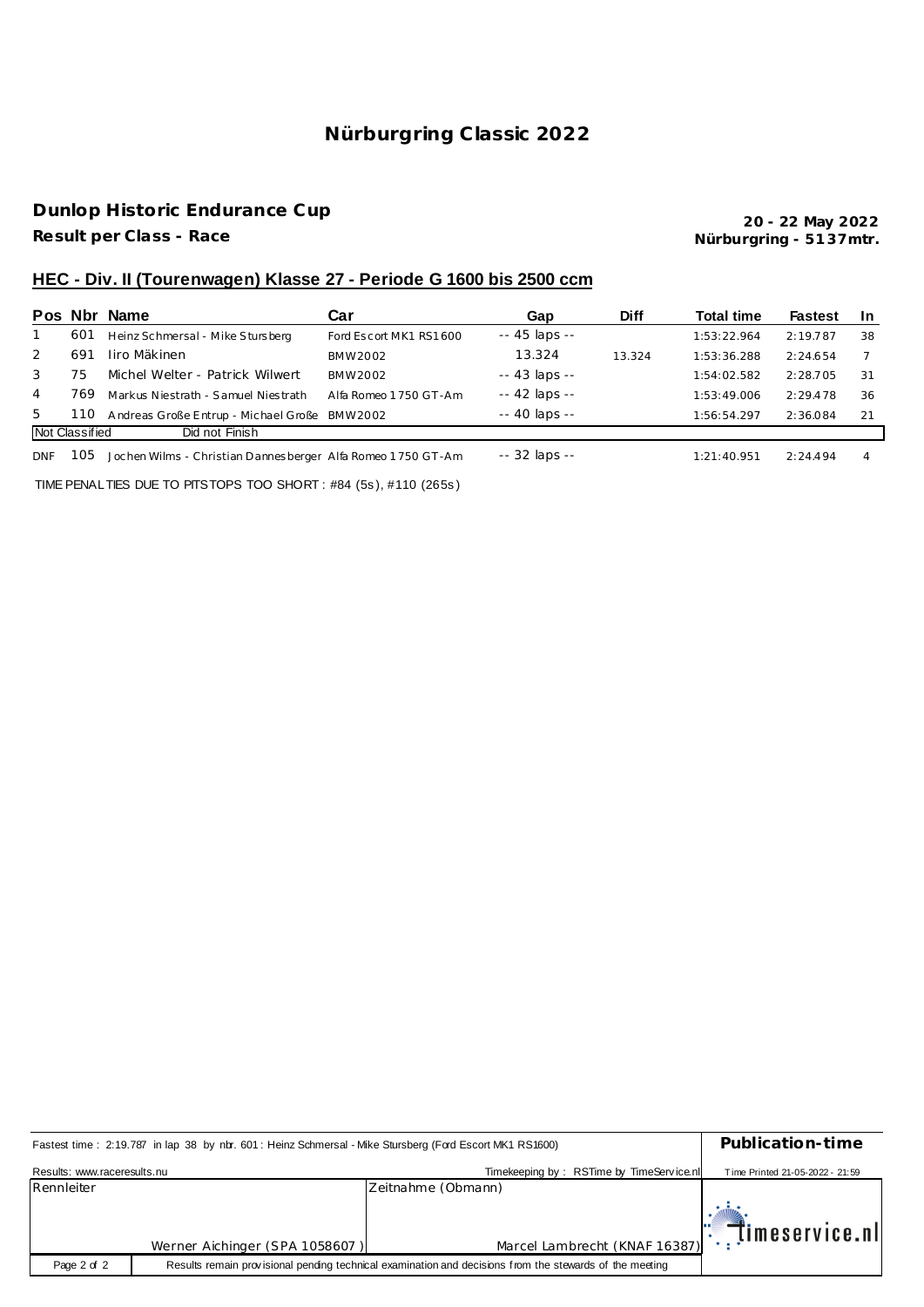# Nürburgring Classic 2022

## Dunlop Historic Endurance Cup

**Result per Class - Race**

**20 - 22 May 2022**
**Nürburgring - 5137mtr.**

### HEC - Div. II (Tourenwagen) Klasse 27 - Periode G 1600 bis 2500 ccm

| Pos | Nbr | Name | Car | Gap | Diff | Total time | Fastest | In |
|---|---|---|---|---|---|---|---|---|
| 1 | 601 | Heinz Schmersal - Mike Stursberg | Ford Escort MK1 RS1600 | -- 45 laps -- | | 1:53:22.964 | 2:19.787 | 38 |
| 2 | 691 | Iiro Mäkinen | BMW2002 | 13.324 | 13.324 | 1:53:36.288 | 2:24.654 | 7 |
| 3 | 75 | Michel Welter - Patrick Wilwert | BMW2002 | -- 43 laps -- | | 1:54:02.582 | 2:28.705 | 31 |
| 4 | 769 | Markus Niestrath - Samuel Niestrath | Alfa Romeo 1750 GT-Am | -- 42 laps -- | | 1:53:49.006 | 2:29.478 | 36 |
| 5 | 110 | Andreas Große Entrup - Michael Große | BMW2002 | -- 40 laps -- | | 1:56:54.297 | 2:36.084 | 21 |
| Not Classified | | Did not Finish | | | | | | |
| DNF | 105 | Jochen Wilms - Christian Dannesberger | Alfa Romeo 1750 GT-Am | -- 32 laps -- | | 1:21:40.951 | 2:24.494 | 4 |

TIME PENALTIES DUE TO PITSTOPS TOO SHORT : #84 (5s), #110 (265s)

Fastest time : 2:19.787 in lap 38 by nbr. 601 : Heinz Schmersal - Mike Stursberg (Ford Escort MK1 RS1600)

**Publication-time**

Results: www.raceresults.nu

Timekeeping by : RSTime by TimeService.nl

Time Printed 21-05-2022 - 21:59

| Rennleiter | Zeitnahme (Obmann) |
|---|---|
| Werner Aichinger (SPA 1058607 ) | Marcel Lambrecht (KNAF 16387) |

timeservice.nl

Results remain provisional pending technical examination and decisions from the stewards of the meeting